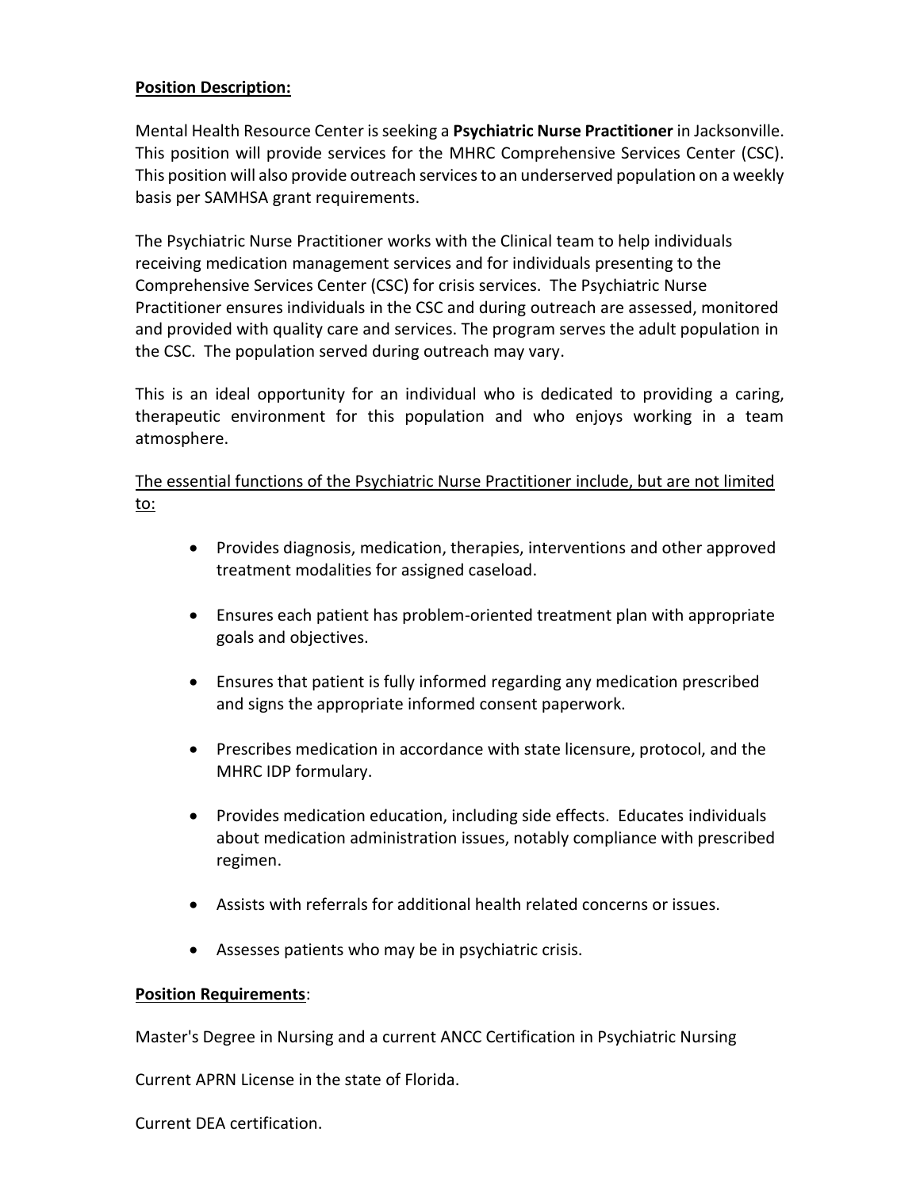**Position Description:**

Mental Health Resource Center is seeking a **Psychiatric Nurse Practitioner** in Jacksonville. This position will provide services for the MHRC Comprehensive Services Center (CSC). This position will also provide outreach services to an underserved population on a weekly basis per SAMHSA grant requirements.

The Psychiatric Nurse Practitioner works with the Clinical team to help individuals receiving medication management services and for individuals presenting to the Comprehensive Services Center (CSC) for crisis services. The Psychiatric Nurse Practitioner ensures individuals in the CSC and during outreach are assessed, monitored and provided with quality care and services. The program serves the adult population in the CSC. The population served during outreach may vary.

This is an ideal opportunity for an individual who is dedicated to providing a caring, therapeutic environment for this population and who enjoys working in a team atmosphere.

<u>The essential functions of the Psychiatric Nurse Practitioner include, but are not limited to:</u>

- Provides diagnosis, medication, therapies, interventions and other approved treatment modalities for assigned caseload.
- Ensures each patient has problem-oriented treatment plan with appropriate goals and objectives.
- Ensures that patient is fully informed regarding any medication prescribed and signs the appropriate informed consent paperwork.
- Prescribes medication in accordance with state licensure, protocol, and the MHRC IDP formulary.
- Provides medication education, including side effects. Educates individuals about medication administration issues, notably compliance with prescribed regimen.
- Assists with referrals for additional health related concerns or issues.
- Assesses patients who may be in psychiatric crisis.

**Position Requirements**:

Master's Degree in Nursing and a current ANCC Certification in Psychiatric Nursing

Current APRN License in the state of Florida.

Current DEA certification.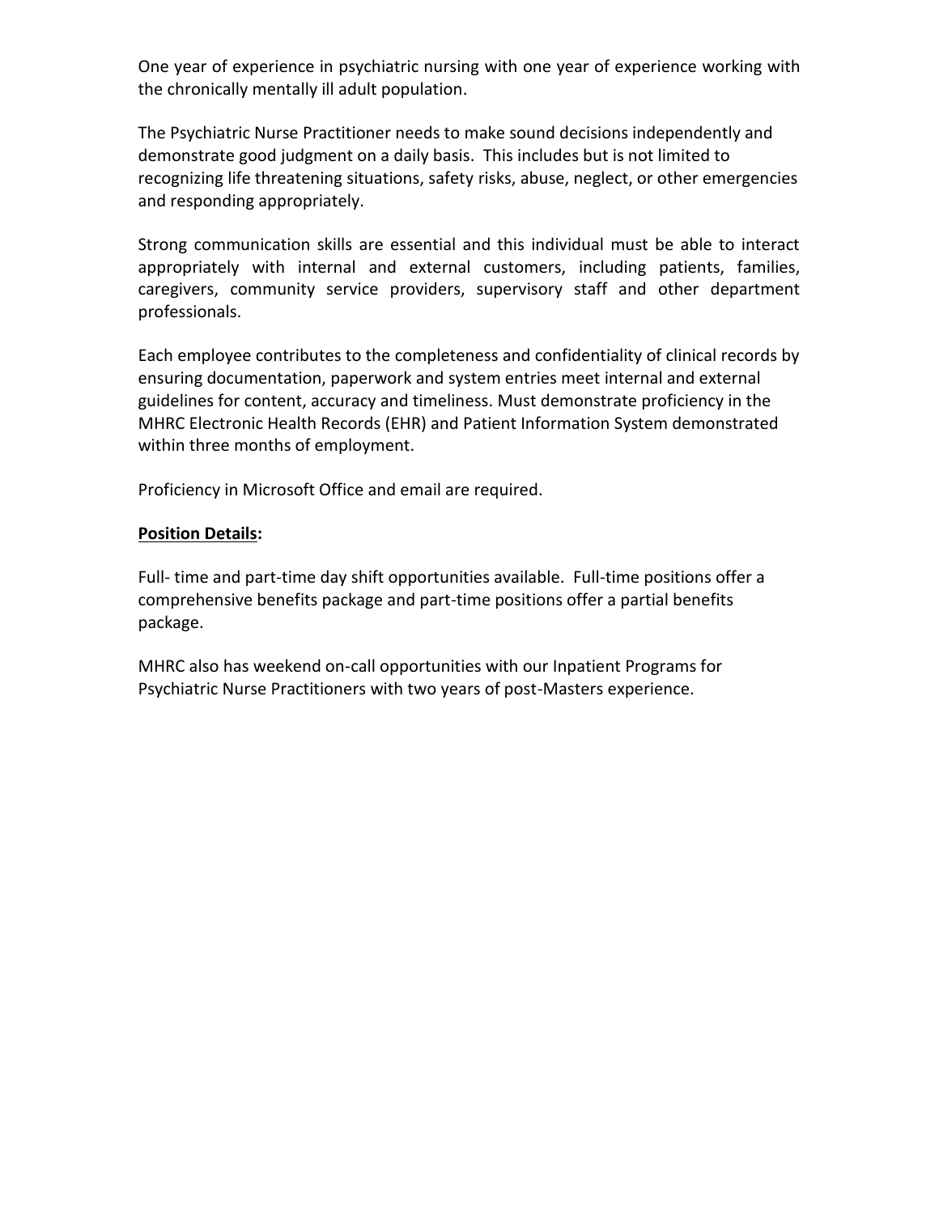One year of experience in psychiatric nursing with one year of experience working with the chronically mentally ill adult population.

The Psychiatric Nurse Practitioner needs to make sound decisions independently and demonstrate good judgment on a daily basis. This includes but is not limited to recognizing life threatening situations, safety risks, abuse, neglect, or other emergencies and responding appropriately.

Strong communication skills are essential and this individual must be able to interact appropriately with internal and external customers, including patients, families, caregivers, community service providers, supervisory staff and other department professionals.

Each employee contributes to the completeness and confidentiality of clinical records by ensuring documentation, paperwork and system entries meet internal and external guidelines for content, accuracy and timeliness. Must demonstrate proficiency in the MHRC Electronic Health Records (EHR) and Patient Information System demonstrated within three months of employment.

Proficiency in Microsoft Office and email are required.

**Position Details:**

Full- time and part-time day shift opportunities available. Full-time positions offer a comprehensive benefits package and part-time positions offer a partial benefits package.

MHRC also has weekend on-call opportunities with our Inpatient Programs for Psychiatric Nurse Practitioners with two years of post-Masters experience.